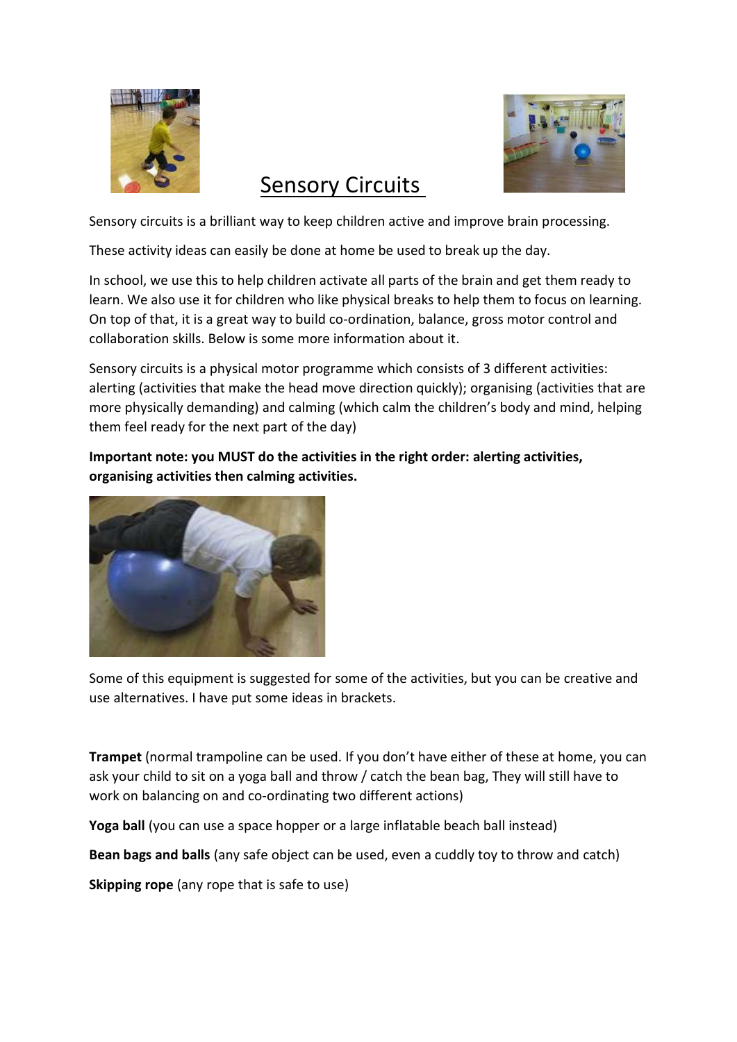# Sensory Circuits

Sensory circuits is a brilliant way to keep children active and improve brain processing.

These activity ideas can easily be done at home be used to break up the day.

In school, we use this to help children activate all parts of the brain and get them ready to learn. We also use it for children who like physical breaks to help them to focus on learning. On top of that, it is a great way to build co-ordination, balance, gross motor control and collaboration skills. Below is some more information about it.

Sensory circuits is a physical motor programme which consists of 3 different activities: alerting (activities that make the head move direction quickly); organising (activities that are more physically demanding) and calming (which calm the children's body and mind, helping them feel ready for the next part of the day)

**Important note: you MUST do the activities in the right order: alerting activities, organising activities then calming activities.**

Some of this equipment is suggested for some of the activities, but you can be creative and use alternatives. I have put some ideas in brackets.

**Trampet** (normal trampoline can be used. If you don't have either of these at home, you can ask your child to sit on a yoga ball and throw / catch the bean bag, They will still have to work on balancing on and co-ordinating two different actions)

**Yoga ball** (you can use a space hopper or a large inflatable beach ball instead)

**Bean bags and balls** (any safe object can be used, even a cuddly toy to throw and catch)

**Skipping rope** (any rope that is safe to use)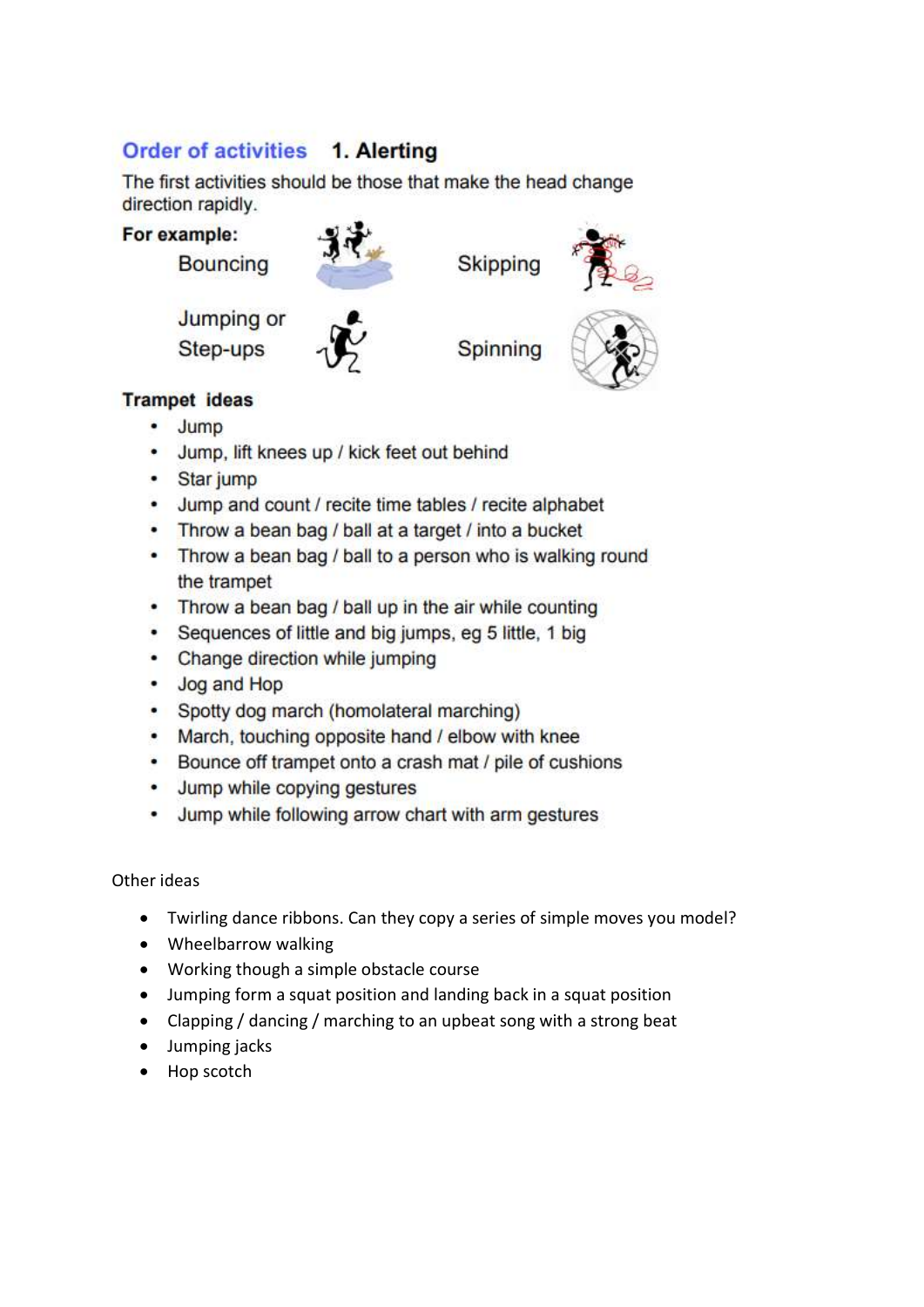## Order of activities 1. Alerting

The first activities should be those that make the head change direction rapidly.

**For example:**

Bouncing

Skipping

Jumping or Step-ups

Spinning

**Trampet ideas**

- Jump
- Jump, lift knees up / kick feet out behind
- Star jump
- Jump and count / recite time tables / recite alphabet
- Throw a bean bag / ball at a target / into a bucket
- Throw a bean bag / ball to a person who is walking round the trampet
- Throw a bean bag / ball up in the air while counting
- Sequences of little and big jumps, eg 5 little, 1 big
- Change direction while jumping
- Jog and Hop
- Spotty dog march (homolateral marching)
- March, touching opposite hand / elbow with knee
- Bounce off trampet onto a crash mat / pile of cushions
- Jump while copying gestures
- Jump while following arrow chart with arm gestures

Other ideas

- Twirling dance ribbons. Can they copy a series of simple moves you model?
- Wheelbarrow walking
- Working though a simple obstacle course
- Jumping form a squat position and landing back in a squat position
- Clapping / dancing / marching to an upbeat song with a strong beat
- Jumping jacks
- Hop scotch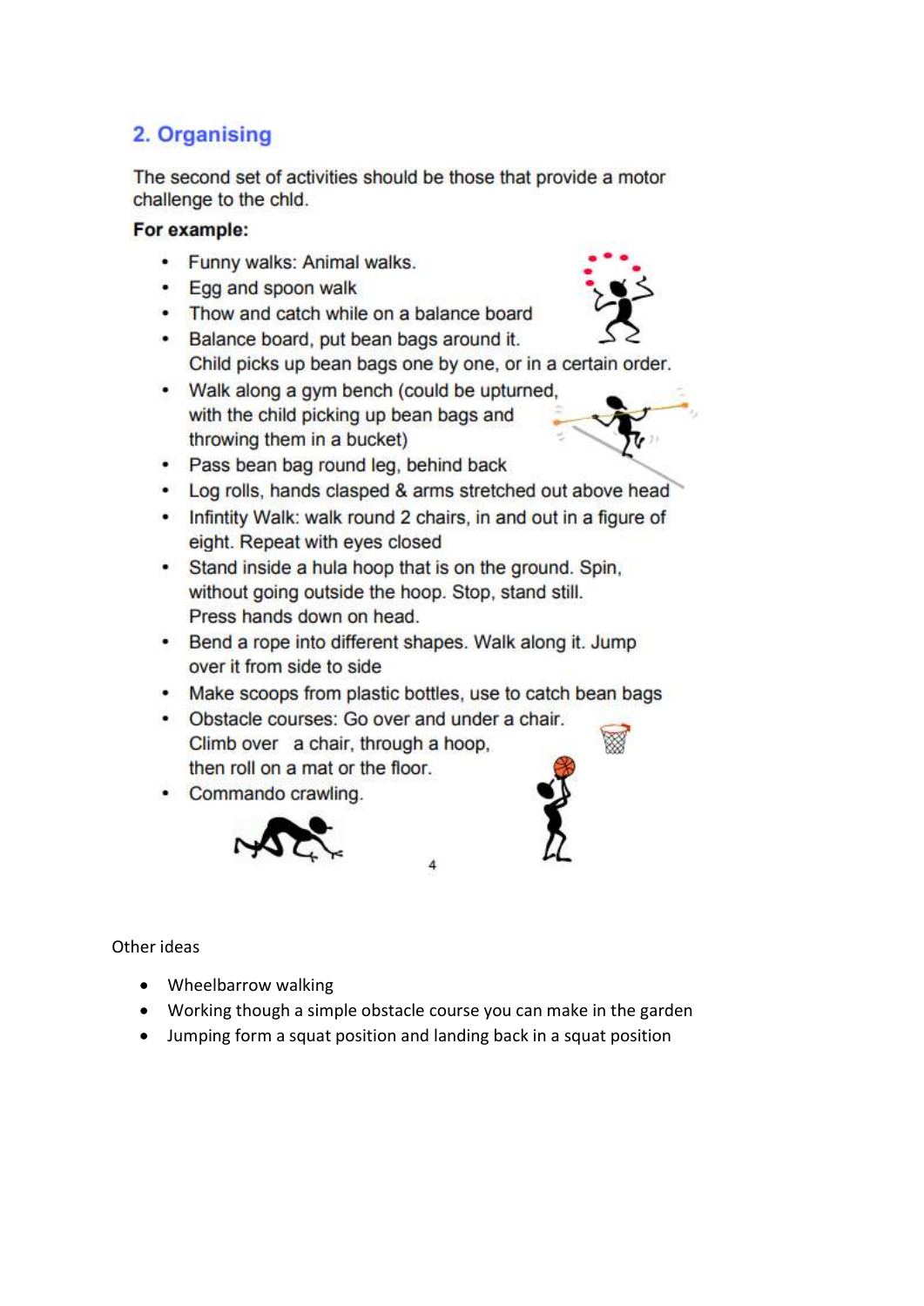## 2. Organising

The second set of activities should be those that provide a motor challenge to the chld.

**For example:**

- Funny walks: Animal walks.
- Egg and spoon walk
- Thow and catch while on a balance board
- Balance board, put bean bags around it. Child picks up bean bags one by one, or in a certain order.
- Walk along a gym bench (could be upturned, with the child picking up bean bags and throwing them in a bucket)
- Pass bean bag round leg, behind back
- Log rolls, hands clasped & arms stretched out above head
- Infintity Walk: walk round 2 chairs, in and out in a figure of eight. Repeat with eyes closed
- Stand inside a hula hoop that is on the ground. Spin, without going outside the hoop. Stop, stand still. Press hands down on head.
- Bend a rope into different shapes. Walk along it. Jump over it from side to side
- Make scoops from plastic bottles, use to catch bean bags
- Obstacle courses: Go over and under a chair. Climb over a chair, through a hoop, then roll on a mat or the floor.
- Commando crawling.

Other ideas

- Wheelbarrow walking
- Working though a simple obstacle course you can make in the garden
- Jumping form a squat position and landing back in a squat position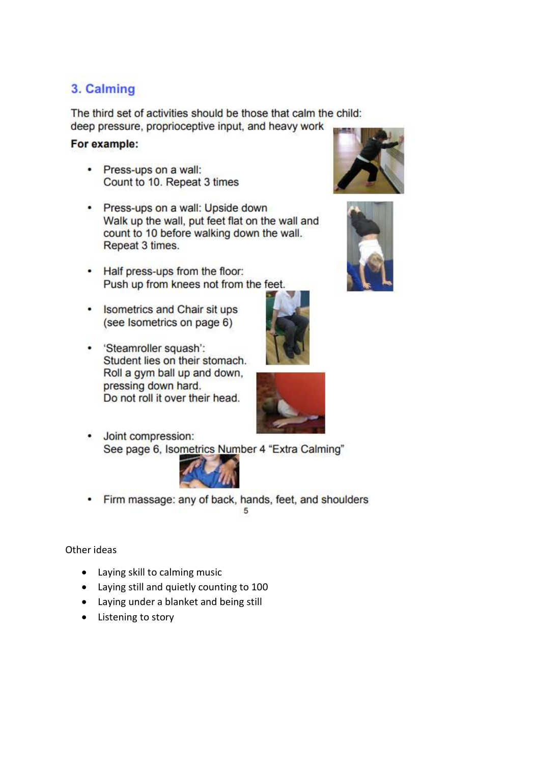## 3. Calming

The third set of activities should be those that calm the child: deep pressure, proprioceptive input, and heavy work

**For example:**

- Press-ups on a wall:
  Count to 10. Repeat 3 times
- Press-ups on a wall: Upside down
  Walk up the wall, put feet flat on the wall and count to 10 before walking down the wall. Repeat 3 times.
- Half press-ups from the floor:
  Push up from knees not from the feet.
- Isometrics and Chair sit ups
  (see Isometrics on page 6)
- 'Steamroller squash':
  Student lies on their stomach. Roll a gym ball up and down, pressing down hard.
  Do not roll it over their head.
- Joint compression:
  See page 6, Isometrics Number 4 "Extra Calming"
- Firm massage: any of back, hands, feet, and shoulders

Other ideas

- Laying skill to calming music
- Laying still and quietly counting to 100
- Laying under a blanket and being still
- Listening to story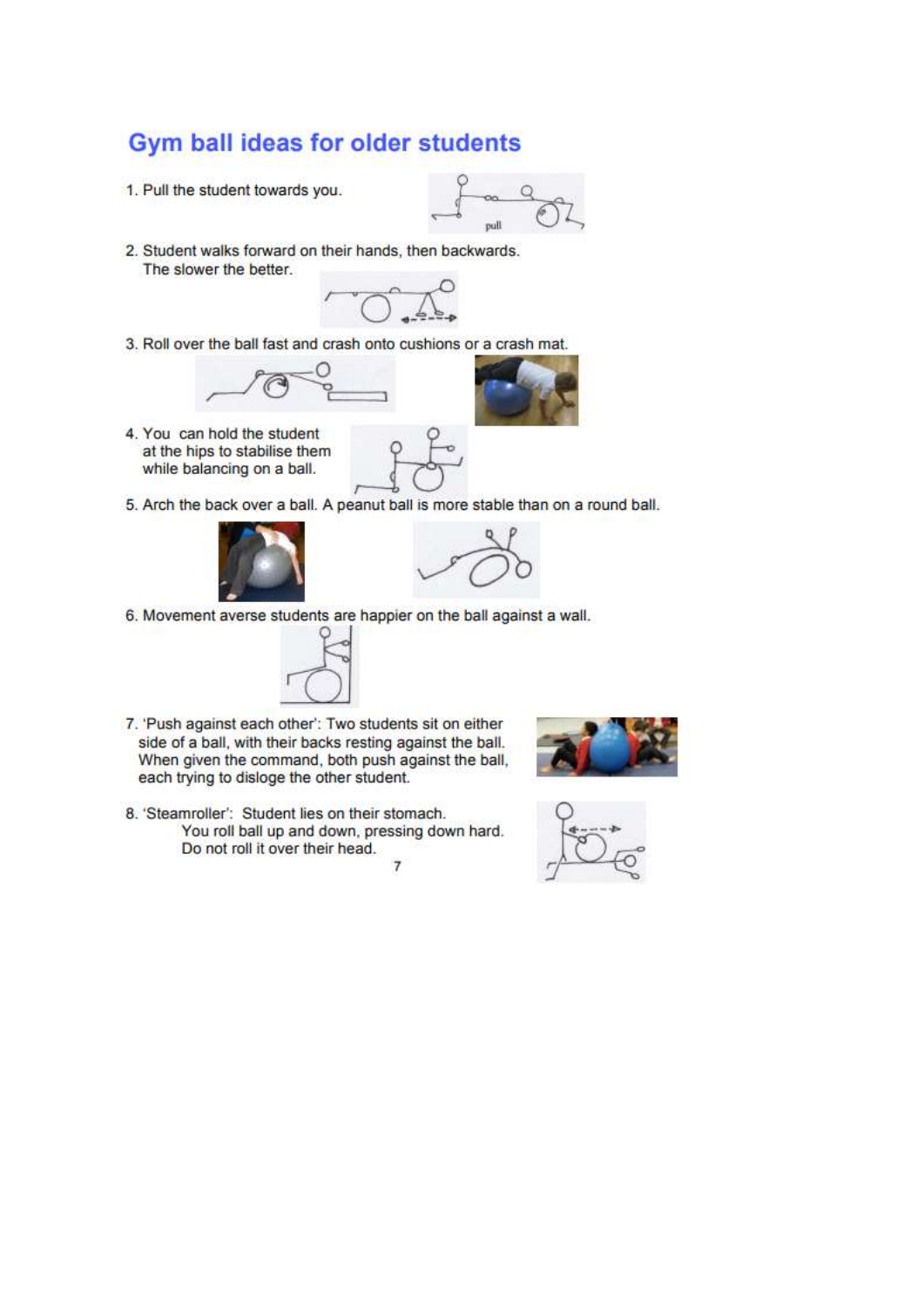## Gym ball ideas for older students

1. Pull the student towards you.

2. Student walks forward on their hands, then backwards. The slower the better.

3. Roll over the ball fast and crash onto cushions or a crash mat.

4. You can hold the student at the hips to stabilise them while balancing on a ball.

5. Arch the back over a ball. A peanut ball is more stable than on a round ball.

6. Movement averse students are happier on the ball against a wall.

7. 'Push against each other': Two students sit on either side of a ball, with their backs resting against the ball. When given the command, both push against the ball, each trying to dislodge the other student.

8. 'Steamroller': Student lies on their stomach. You roll ball up and down, pressing down hard. Do not roll it over their head.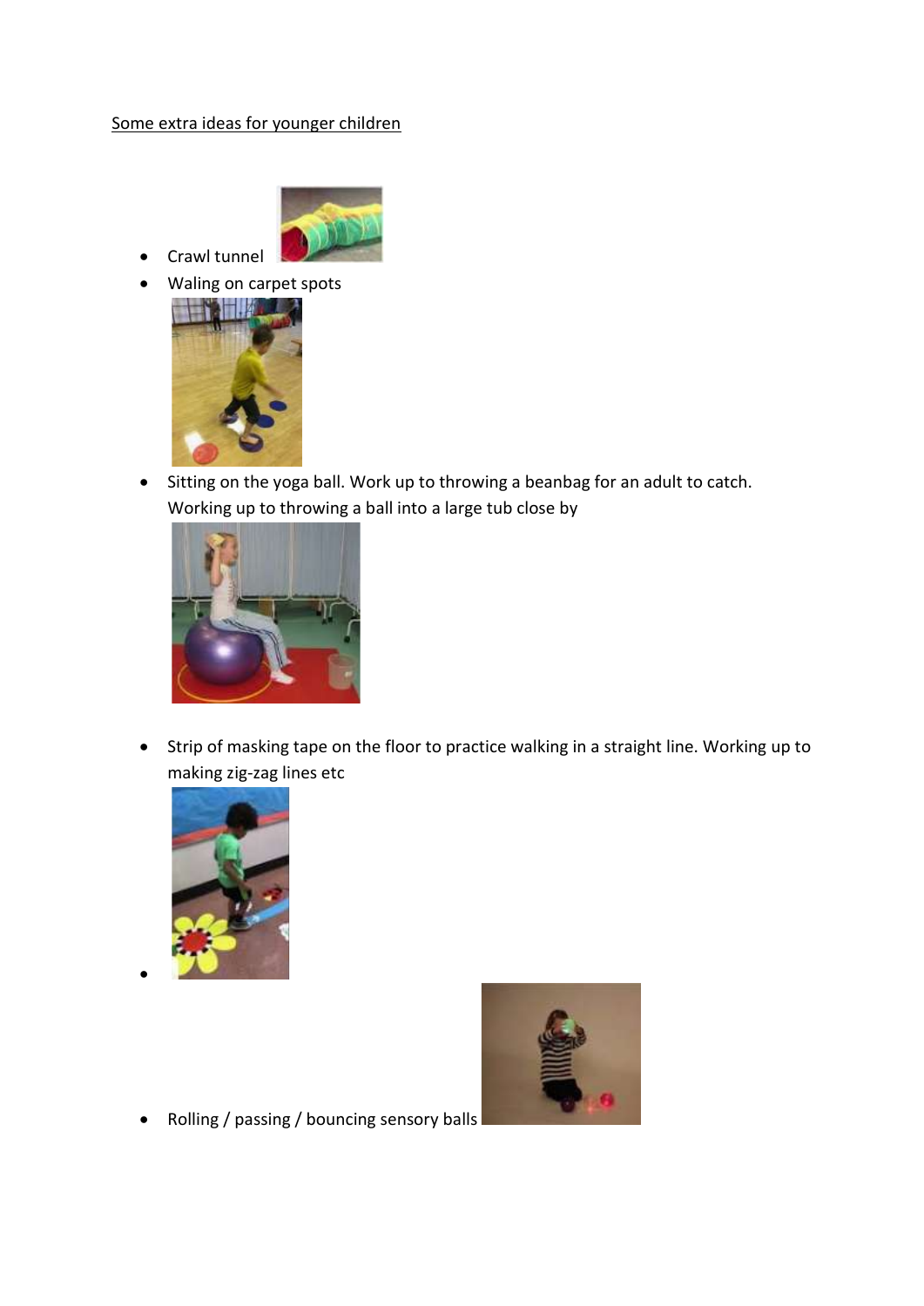Some extra ideas for younger children

- Crawl tunnel
- Waling on carpet spots
- Sitting on the yoga ball. Work up to throwing a beanbag for an adult to catch. Working up to throwing a ball into a large tub close by
- Strip of masking tape on the floor to practice walking in a straight line. Working up to making zig-zag lines etc
- 
- Rolling / passing / bouncing sensory balls